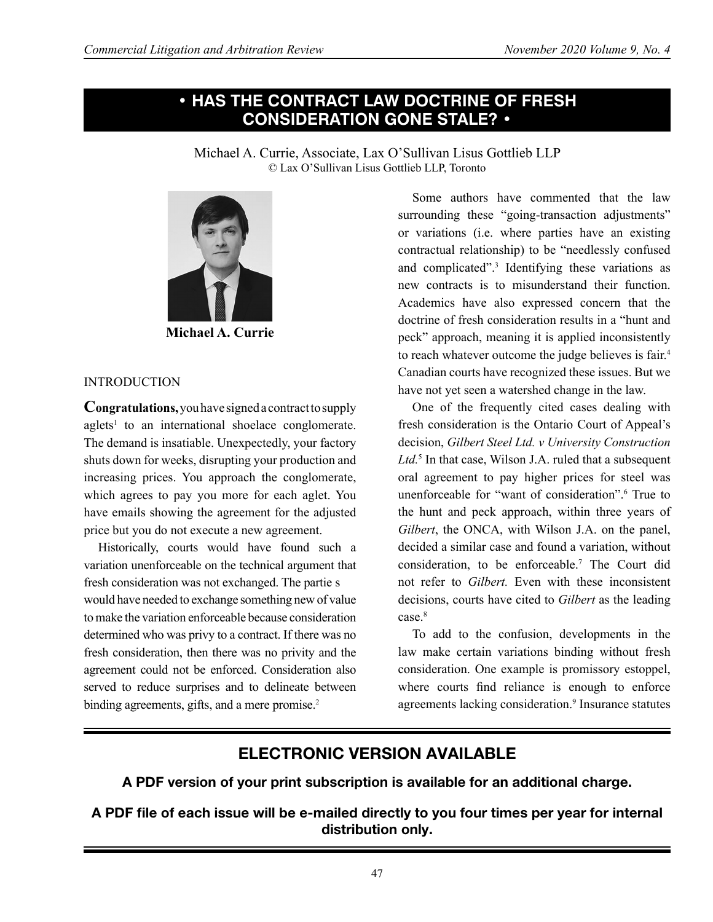# • HAS THE CONTRACT LAW DOCTRINE OF FRESH CONSIDERATION GONE STALE? •

Michael A. Currie, Associate, Lax O'Sullivan Lisus Gottlieb LLP
© Lax O'Sullivan Lisus Gottlieb LLP, Toronto

**Michael A. Currie**

## INTRODUCTION

**Congratulations,** you have signed a contract to supply aglets[1] to an international shoelace conglomerate. The demand is insatiable. Unexpectedly, your factory shuts down for weeks, disrupting your production and increasing prices. You approach the conglomerate, which agrees to pay you more for each aglet. You have emails showing the agreement for the adjusted price but you do not execute a new agreement.

Historically, courts would have found such a variation unenforceable on the technical argument that fresh consideration was not exchanged. The partie s would have needed to exchange something new of value to make the variation enforceable because consideration determined who was privy to a contract. If there was no fresh consideration, then there was no privity and the agreement could not be enforced. Consideration also served to reduce surprises and to delineate between binding agreements, gifts, and a mere promise.[2]

Some authors have commented that the law surrounding these "going-transaction adjustments" or variations (i.e. where parties have an existing contractual relationship) to be "needlessly confused and complicated".[3] Identifying these variations as new contracts is to misunderstand their function. Academics have also expressed concern that the doctrine of fresh consideration results in a "hunt and peck" approach, meaning it is applied inconsistently to reach whatever outcome the judge believes is fair.[4] Canadian courts have recognized these issues. But we have not yet seen a watershed change in the law.

One of the frequently cited cases dealing with fresh consideration is the Ontario Court of Appeal's decision, *Gilbert Steel Ltd. v University Construction Ltd.*[5] In that case, Wilson J.A. ruled that a subsequent oral agreement to pay higher prices for steel was unenforceable for "want of consideration".[6] True to the hunt and peck approach, within three years of *Gilbert*, the ONCA, with Wilson J.A. on the panel, decided a similar case and found a variation, without consideration, to be enforceable.[7] The Court did not refer to *Gilbert.* Even with these inconsistent decisions, courts have cited to *Gilbert* as the leading case.[8]

To add to the confusion, developments in the law make certain variations binding without fresh consideration. One example is promissory estoppel, where courts find reliance is enough to enforce agreements lacking consideration.[9] Insurance statutes

## ELECTRONIC VERSION AVAILABLE

**A PDF version of your print subscription is available for an additional charge.**

**A PDF file of each issue will be e-mailed directly to you four times per year for internal distribution only.**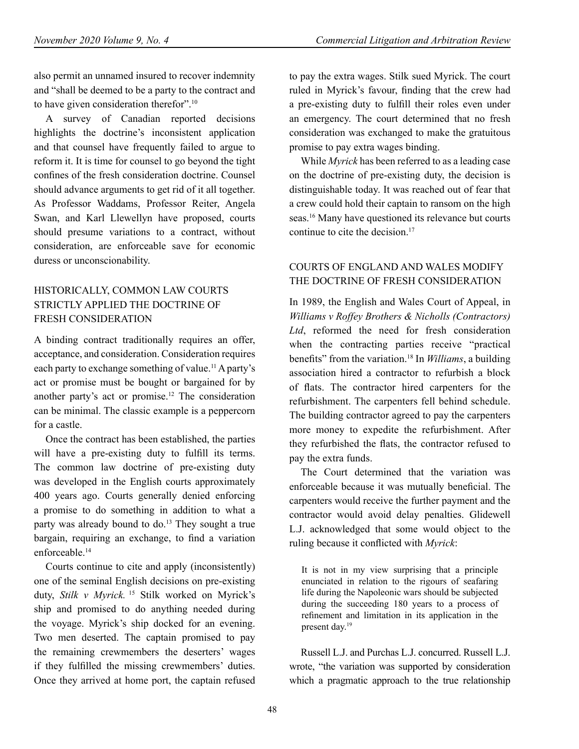also permit an unnamed insured to recover indemnity and "shall be deemed to be a party to the contract and to have given consideration therefor".[10]

A survey of Canadian reported decisions highlights the doctrine's inconsistent application and that counsel have frequently failed to argue to reform it. It is time for counsel to go beyond the tight confines of the fresh consideration doctrine. Counsel should advance arguments to get rid of it all together. As Professor Waddams, Professor Reiter, Angela Swan, and Karl Llewellyn have proposed, courts should presume variations to a contract, without consideration, are enforceable save for economic duress or unconscionability.

## HISTORICALLY, COMMON LAW COURTS STRICTLY APPLIED THE DOCTRINE OF FRESH CONSIDERATION

A binding contract traditionally requires an offer, acceptance, and consideration. Consideration requires each party to exchange something of value.[11] A party's act or promise must be bought or bargained for by another party's act or promise.[12] The consideration can be minimal. The classic example is a peppercorn for a castle.

Once the contract has been established, the parties will have a pre-existing duty to fulfill its terms. The common law doctrine of pre-existing duty was developed in the English courts approximately 400 years ago. Courts generally denied enforcing a promise to do something in addition to what a party was already bound to do.[13] They sought a true bargain, requiring an exchange, to find a variation enforceable.[14]

Courts continue to cite and apply (inconsistently) one of the seminal English decisions on pre-existing duty, *Stilk v Myrick.*[15] Stilk worked on Myrick's ship and promised to do anything needed during the voyage. Myrick's ship docked for an evening. Two men deserted. The captain promised to pay the remaining crewmembers the deserters' wages if they fulfilled the missing crewmembers' duties. Once they arrived at home port, the captain refused to pay the extra wages. Stilk sued Myrick. The court ruled in Myrick's favour, finding that the crew had a pre-existing duty to fulfill their roles even under an emergency. The court determined that no fresh consideration was exchanged to make the gratuitous promise to pay extra wages binding.

While *Myrick* has been referred to as a leading case on the doctrine of pre-existing duty, the decision is distinguishable today. It was reached out of fear that a crew could hold their captain to ransom on the high seas.[16] Many have questioned its relevance but courts continue to cite the decision.[17]

## COURTS OF ENGLAND AND WALES MODIFY THE DOCTRINE OF FRESH CONSIDERATION

In 1989, the English and Wales Court of Appeal, in *Williams v Roffey Brothers & Nicholls (Contractors) Ltd*, reformed the need for fresh consideration when the contracting parties receive "practical benefits" from the variation.[18] In *Williams*, a building association hired a contractor to refurbish a block of flats. The contractor hired carpenters for the refurbishment. The carpenters fell behind schedule. The building contractor agreed to pay the carpenters more money to expedite the refurbishment. After they refurbished the flats, the contractor refused to pay the extra funds.

The Court determined that the variation was enforceable because it was mutually beneficial. The carpenters would receive the further payment and the contractor would avoid delay penalties. Glidewell L.J. acknowledged that some would object to the ruling because it conflicted with *Myrick*:

> It is not in my view surprising that a principle enunciated in relation to the rigours of seafaring life during the Napoleonic wars should be subjected during the succeeding 180 years to a process of refinement and limitation in its application in the present day.[19]

Russell L.J. and Purchas L.J. concurred. Russell L.J. wrote, "the variation was supported by consideration which a pragmatic approach to the true relationship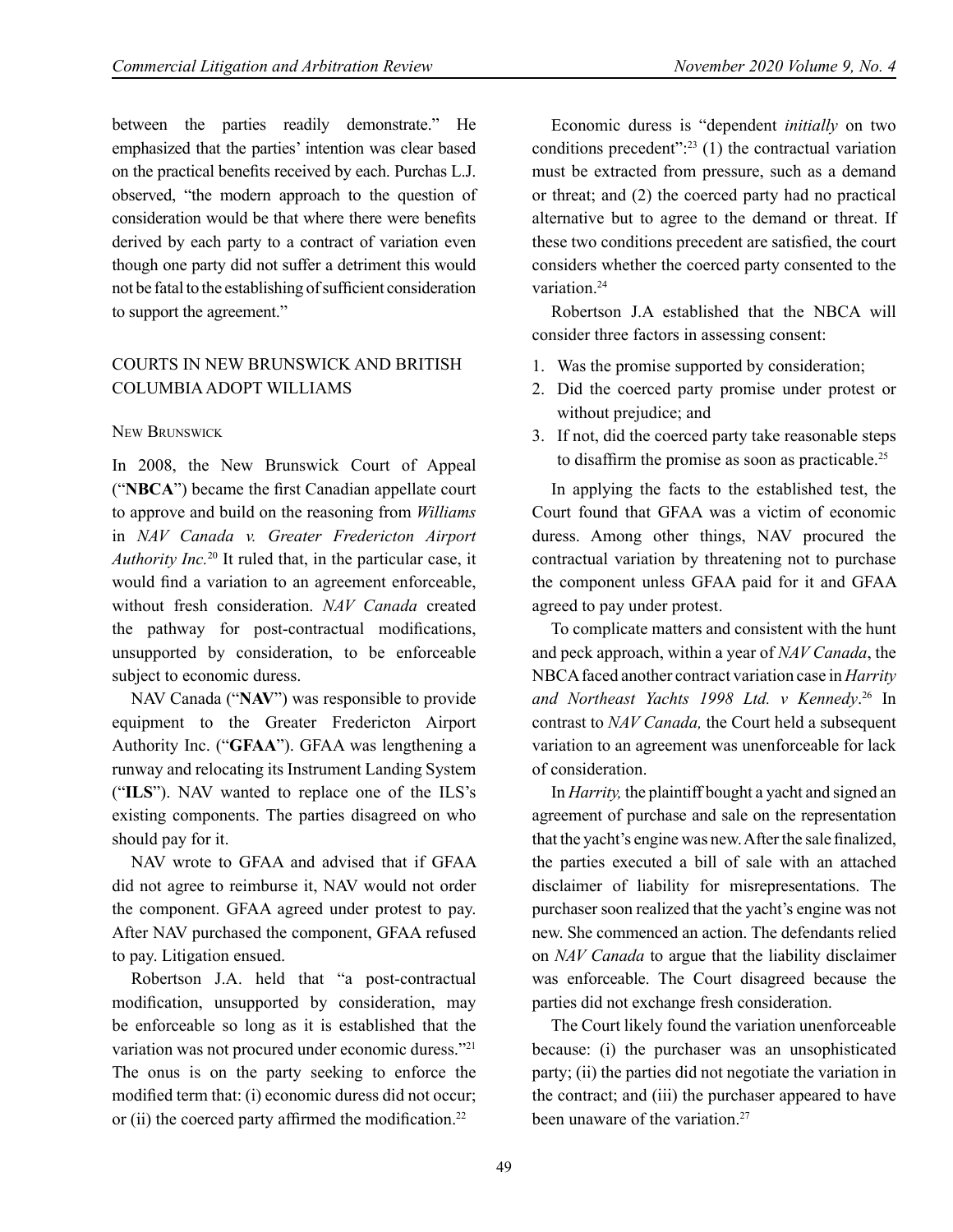between the parties readily demonstrate." He emphasized that the parties' intention was clear based on the practical benefits received by each. Purchas L.J. observed, "the modern approach to the question of consideration would be that where there were benefits derived by each party to a contract of variation even though one party did not suffer a detriment this would not be fatal to the establishing of sufficient consideration to support the agreement."

## COURTS IN NEW BRUNSWICK AND BRITISH COLUMBIA ADOPT WILLIAMS

### New Brunswick

In 2008, the New Brunswick Court of Appeal ("**NBCA**") became the first Canadian appellate court to approve and build on the reasoning from *Williams* in *NAV Canada v. Greater Fredericton Airport Authority Inc.*[20] It ruled that, in the particular case, it would find a variation to an agreement enforceable, without fresh consideration. *NAV Canada* created the pathway for post-contractual modifications, unsupported by consideration, to be enforceable subject to economic duress.

NAV Canada ("**NAV**") was responsible to provide equipment to the Greater Fredericton Airport Authority Inc. ("**GFAA**"). GFAA was lengthening a runway and relocating its Instrument Landing System ("**ILS**"). NAV wanted to replace one of the ILS's existing components. The parties disagreed on who should pay for it.

NAV wrote to GFAA and advised that if GFAA did not agree to reimburse it, NAV would not order the component. GFAA agreed under protest to pay. After NAV purchased the component, GFAA refused to pay. Litigation ensued.

Robertson J.A. held that "a post-contractual modification, unsupported by consideration, may be enforceable so long as it is established that the variation was not procured under economic duress."[21] The onus is on the party seeking to enforce the modified term that: (i) economic duress did not occur; or (ii) the coerced party affirmed the modification.[22]

Economic duress is "dependent *initially* on two conditions precedent":[23] (1) the contractual variation must be extracted from pressure, such as a demand or threat; and (2) the coerced party had no practical alternative but to agree to the demand or threat. If these two conditions precedent are satisfied, the court considers whether the coerced party consented to the variation.[24]

Robertson J.A established that the NBCA will consider three factors in assessing consent:

1. Was the promise supported by consideration;
2. Did the coerced party promise under protest or without prejudice; and
3. If not, did the coerced party take reasonable steps to disaffirm the promise as soon as practicable.[25]

In applying the facts to the established test, the Court found that GFAA was a victim of economic duress. Among other things, NAV procured the contractual variation by threatening not to purchase the component unless GFAA paid for it and GFAA agreed to pay under protest.

To complicate matters and consistent with the hunt and peck approach, within a year of *NAV Canada*, the NBCA faced another contract variation case in *Harrity and Northeast Yachts 1998 Ltd. v Kennedy*.[26] In contrast to *NAV Canada,* the Court held a subsequent variation to an agreement was unenforceable for lack of consideration.

In *Harrity,* the plaintiff bought a yacht and signed an agreement of purchase and sale on the representation that the yacht's engine was new. After the sale finalized, the parties executed a bill of sale with an attached disclaimer of liability for misrepresentations. The purchaser soon realized that the yacht's engine was not new. She commenced an action. The defendants relied on *NAV Canada* to argue that the liability disclaimer was enforceable. The Court disagreed because the parties did not exchange fresh consideration.

The Court likely found the variation unenforceable because: (i) the purchaser was an unsophisticated party; (ii) the parties did not negotiate the variation in the contract; and (iii) the purchaser appeared to have been unaware of the variation.[27]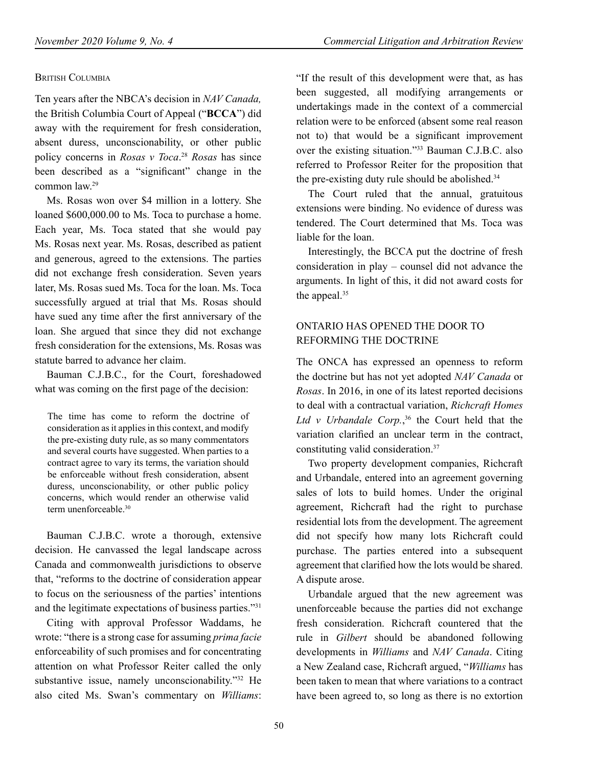### British Columbia

Ten years after the NBCA's decision in *NAV Canada,* the British Columbia Court of Appeal ("**BCCA**") did away with the requirement for fresh consideration, absent duress, unconscionability, or other public policy concerns in *Rosas v Toca*.[28] *Rosas* has since been described as a "significant" change in the common law.[29]

Ms. Rosas won over $4 million in a lottery. She loaned $600,000.00 to Ms. Toca to purchase a home. Each year, Ms. Toca stated that she would pay Ms. Rosas next year. Ms. Rosas, described as patient and generous, agreed to the extensions. The parties did not exchange fresh consideration. Seven years later, Ms. Rosas sued Ms. Toca for the loan. Ms. Toca successfully argued at trial that Ms. Rosas should have sued any time after the first anniversary of the loan. She argued that since they did not exchange fresh consideration for the extensions, Ms. Rosas was statute barred to advance her claim.

Bauman C.J.B.C., for the Court, foreshadowed what was coming on the first page of the decision:

> The time has come to reform the doctrine of consideration as it applies in this context, and modify the pre-existing duty rule, as so many commentators and several courts have suggested. When parties to a contract agree to vary its terms, the variation should be enforceable without fresh consideration, absent duress, unconscionability, or other public policy concerns, which would render an otherwise valid term unenforceable.[30]

Bauman C.J.B.C. wrote a thorough, extensive decision. He canvassed the legal landscape across Canada and commonwealth jurisdictions to observe that, "reforms to the doctrine of consideration appear to focus on the seriousness of the parties' intentions and the legitimate expectations of business parties."[31]

Citing with approval Professor Waddams, he wrote: "there is a strong case for assuming *prima facie* enforceability of such promises and for concentrating attention on what Professor Reiter called the only substantive issue, namely unconscionability."[32] He also cited Ms. Swan's commentary on *Williams*: "If the result of this development were that, as has been suggested, all modifying arrangements or undertakings made in the context of a commercial relation were to be enforced (absent some real reason not to) that would be a significant improvement over the existing situation."[33] Bauman C.J.B.C. also referred to Professor Reiter for the proposition that the pre-existing duty rule should be abolished.[34]

The Court ruled that the annual, gratuitous extensions were binding. No evidence of duress was tendered. The Court determined that Ms. Toca was liable for the loan.

Interestingly, the BCCA put the doctrine of fresh consideration in play – counsel did not advance the arguments. In light of this, it did not award costs for the appeal.[35]

## ONTARIO HAS OPENED THE DOOR TO REFORMING THE DOCTRINE

The ONCA has expressed an openness to reform the doctrine but has not yet adopted *NAV Canada* or *Rosas*. In 2016, in one of its latest reported decisions to deal with a contractual variation, *Richcraft Homes Ltd v Urbandale Corp.*,[36] the Court held that the variation clarified an unclear term in the contract, constituting valid consideration.[37]

Two property development companies, Richcraft and Urbandale, entered into an agreement governing sales of lots to build homes. Under the original agreement, Richcraft had the right to purchase residential lots from the development. The agreement did not specify how many lots Richcraft could purchase. The parties entered into a subsequent agreement that clarified how the lots would be shared. A dispute arose.

Urbandale argued that the new agreement was unenforceable because the parties did not exchange fresh consideration. Richcraft countered that the rule in *Gilbert* should be abandoned following developments in *Williams* and *NAV Canada*. Citing a New Zealand case, Richcraft argued, "*Williams* has been taken to mean that where variations to a contract have been agreed to, so long as there is no extortion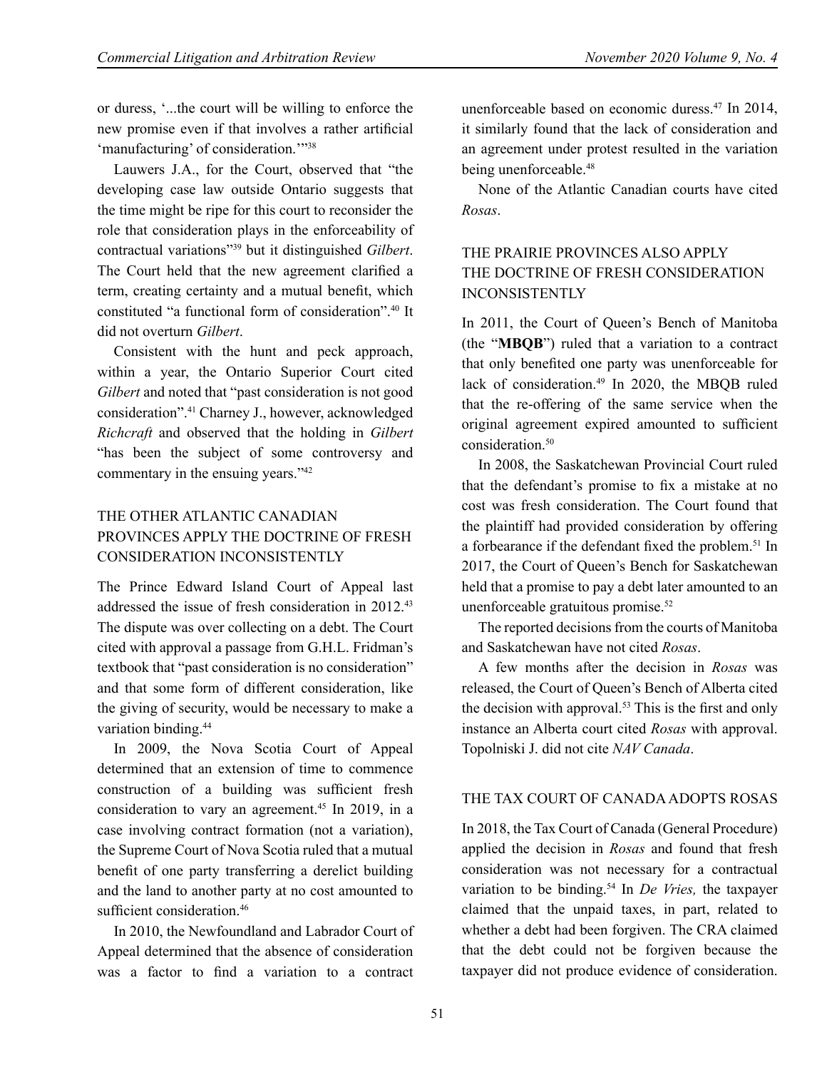or duress, '...the court will be willing to enforce the new promise even if that involves a rather artificial 'manufacturing' of consideration.'"[38]

Lauwers J.A., for the Court, observed that "the developing case law outside Ontario suggests that the time might be ripe for this court to reconsider the role that consideration plays in the enforceability of contractual variations"[39] but it distinguished *Gilbert*. The Court held that the new agreement clarified a term, creating certainty and a mutual benefit, which constituted "a functional form of consideration".[40] It did not overturn *Gilbert*.

Consistent with the hunt and peck approach, within a year, the Ontario Superior Court cited *Gilbert* and noted that "past consideration is not good consideration".[41] Charney J., however, acknowledged *Richcraft* and observed that the holding in *Gilbert* "has been the subject of some controversy and commentary in the ensuing years."[42]

## THE OTHER ATLANTIC CANADIAN PROVINCES APPLY THE DOCTRINE OF FRESH CONSIDERATION INCONSISTENTLY

The Prince Edward Island Court of Appeal last addressed the issue of fresh consideration in 2012.[43] The dispute was over collecting on a debt. The Court cited with approval a passage from G.H.L. Fridman's textbook that "past consideration is no consideration" and that some form of different consideration, like the giving of security, would be necessary to make a variation binding.[44]

In 2009, the Nova Scotia Court of Appeal determined that an extension of time to commence construction of a building was sufficient fresh consideration to vary an agreement.[45] In 2019, in a case involving contract formation (not a variation), the Supreme Court of Nova Scotia ruled that a mutual benefit of one party transferring a derelict building and the land to another party at no cost amounted to sufficient consideration.[46]

In 2010, the Newfoundland and Labrador Court of Appeal determined that the absence of consideration was a factor to find a variation to a contract unenforceable based on economic duress.[47] In 2014, it similarly found that the lack of consideration and an agreement under protest resulted in the variation being unenforceable.[48]

None of the Atlantic Canadian courts have cited *Rosas*.

## THE PRAIRIE PROVINCES ALSO APPLY THE DOCTRINE OF FRESH CONSIDERATION INCONSISTENTLY

In 2011, the Court of Queen's Bench of Manitoba (the "**MBQB**") ruled that a variation to a contract that only benefited one party was unenforceable for lack of consideration.[49] In 2020, the MBQB ruled that the re-offering of the same service when the original agreement expired amounted to sufficient consideration.[50]

In 2008, the Saskatchewan Provincial Court ruled that the defendant's promise to fix a mistake at no cost was fresh consideration. The Court found that the plaintiff had provided consideration by offering a forbearance if the defendant fixed the problem.[51] In 2017, the Court of Queen's Bench for Saskatchewan held that a promise to pay a debt later amounted to an unenforceable gratuitous promise.[52]

The reported decisions from the courts of Manitoba and Saskatchewan have not cited *Rosas*.

A few months after the decision in *Rosas* was released, the Court of Queen's Bench of Alberta cited the decision with approval.[53] This is the first and only instance an Alberta court cited *Rosas* with approval. Topolniski J. did not cite *NAV Canada*.

## THE TAX COURT OF CANADA ADOPTS ROSAS

In 2018, the Tax Court of Canada (General Procedure) applied the decision in *Rosas* and found that fresh consideration was not necessary for a contractual variation to be binding.[54] In *De Vries,* the taxpayer claimed that the unpaid taxes, in part, related to whether a debt had been forgiven. The CRA claimed that the debt could not be forgiven because the taxpayer did not produce evidence of consideration.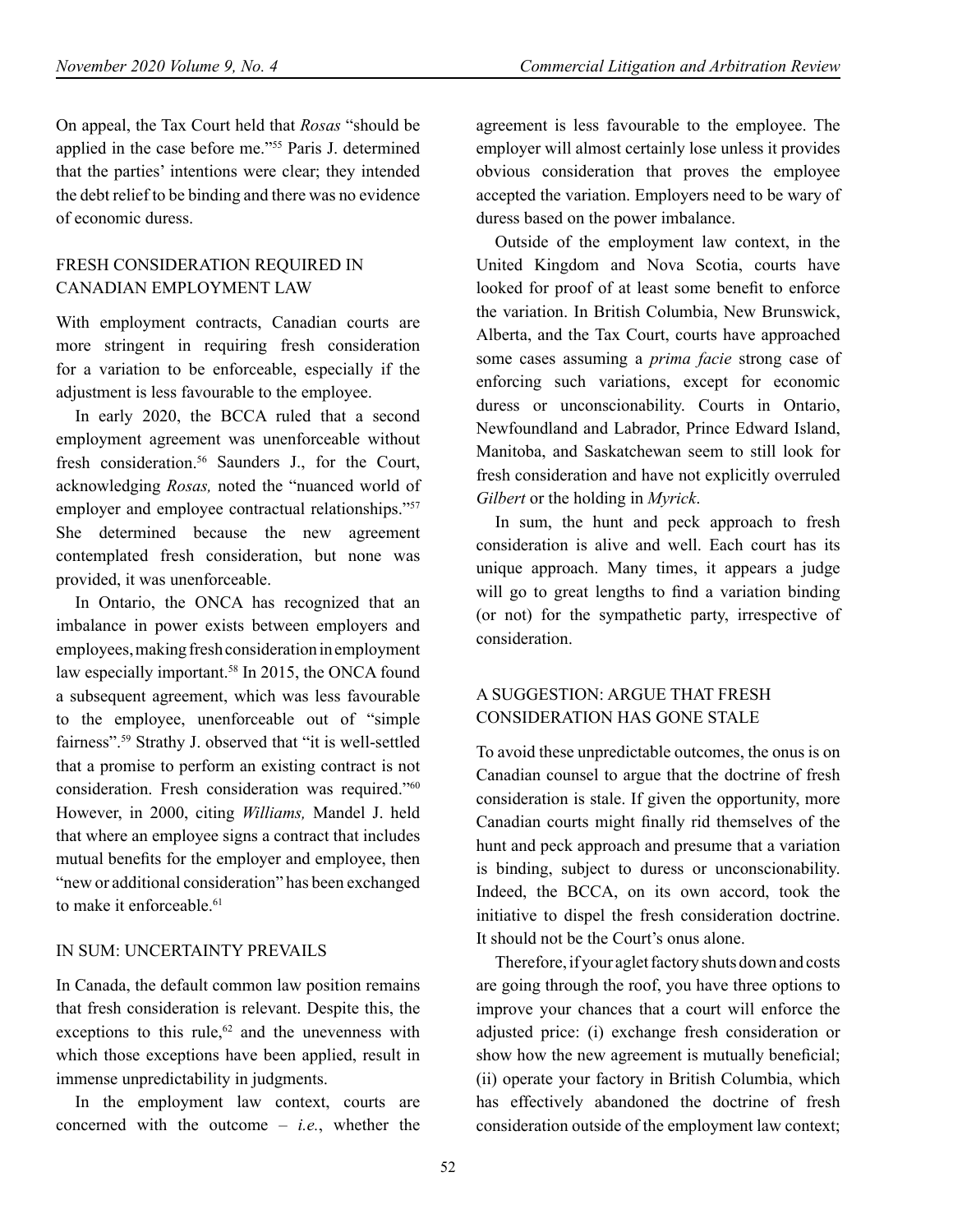On appeal, the Tax Court held that *Rosas* "should be applied in the case before me."[55] Paris J. determined that the parties' intentions were clear; they intended the debt relief to be binding and there was no evidence of economic duress.

## FRESH CONSIDERATION REQUIRED IN CANADIAN EMPLOYMENT LAW

With employment contracts, Canadian courts are more stringent in requiring fresh consideration for a variation to be enforceable, especially if the adjustment is less favourable to the employee.

In early 2020, the BCCA ruled that a second employment agreement was unenforceable without fresh consideration.[56] Saunders J., for the Court, acknowledging *Rosas,* noted the "nuanced world of employer and employee contractual relationships."[57] She determined because the new agreement contemplated fresh consideration, but none was provided, it was unenforceable.

In Ontario, the ONCA has recognized that an imbalance in power exists between employers and employees, making fresh consideration in employment law especially important.[58] In 2015, the ONCA found a subsequent agreement, which was less favourable to the employee, unenforceable out of "simple fairness".[59] Strathy J. observed that "it is well-settled that a promise to perform an existing contract is not consideration. Fresh consideration was required."[60] However, in 2000, citing *Williams,* Mandel J. held that where an employee signs a contract that includes mutual benefits for the employer and employee, then "new or additional consideration" has been exchanged to make it enforceable.[61]

## IN SUM: UNCERTAINTY PREVAILS

In Canada, the default common law position remains that fresh consideration is relevant. Despite this, the exceptions to this rule,[62] and the unevenness with which those exceptions have been applied, result in immense unpredictability in judgments.

In the employment law context, courts are concerned with the outcome – *i.e.*, whether the agreement is less favourable to the employee. The employer will almost certainly lose unless it provides obvious consideration that proves the employee accepted the variation. Employers need to be wary of duress based on the power imbalance.

Outside of the employment law context, in the United Kingdom and Nova Scotia, courts have looked for proof of at least some benefit to enforce the variation. In British Columbia, New Brunswick, Alberta, and the Tax Court, courts have approached some cases assuming a *prima facie* strong case of enforcing such variations, except for economic duress or unconscionability. Courts in Ontario, Newfoundland and Labrador, Prince Edward Island, Manitoba, and Saskatchewan seem to still look for fresh consideration and have not explicitly overruled *Gilbert* or the holding in *Myrick*.

In sum, the hunt and peck approach to fresh consideration is alive and well. Each court has its unique approach. Many times, it appears a judge will go to great lengths to find a variation binding (or not) for the sympathetic party, irrespective of consideration.

## A SUGGESTION: ARGUE THAT FRESH CONSIDERATION HAS GONE STALE

To avoid these unpredictable outcomes, the onus is on Canadian counsel to argue that the doctrine of fresh consideration is stale. If given the opportunity, more Canadian courts might finally rid themselves of the hunt and peck approach and presume that a variation is binding, subject to duress or unconscionability. Indeed, the BCCA, on its own accord, took the initiative to dispel the fresh consideration doctrine. It should not be the Court's onus alone.

Therefore, if your aglet factory shuts down and costs are going through the roof, you have three options to improve your chances that a court will enforce the adjusted price: (i) exchange fresh consideration or show how the new agreement is mutually beneficial; (ii) operate your factory in British Columbia, which has effectively abandoned the doctrine of fresh consideration outside of the employment law context;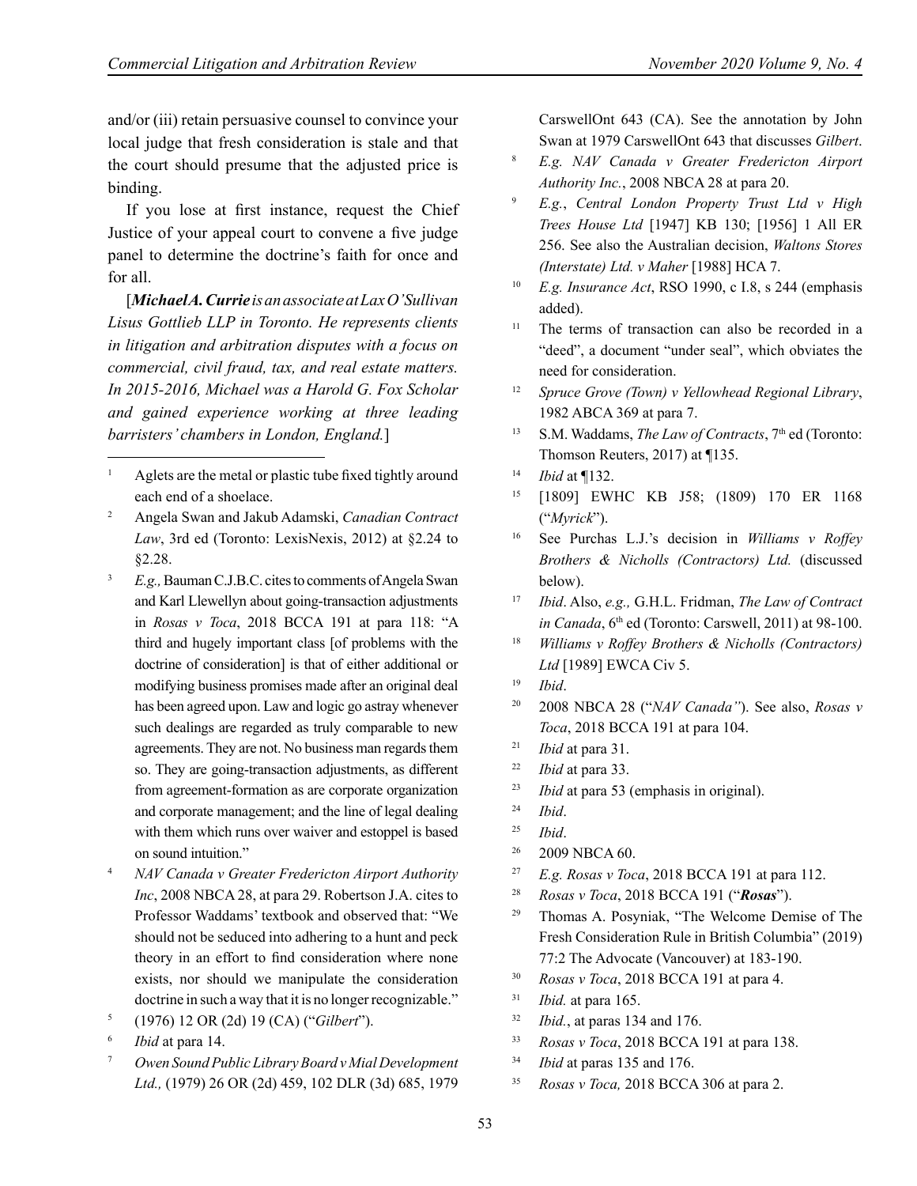and/or (iii) retain persuasive counsel to convince your local judge that fresh consideration is stale and that the court should presume that the adjusted price is binding.

If you lose at first instance, request the Chief Justice of your appeal court to convene a five judge panel to determine the doctrine's faith for once and for all.

[***Michael A. Currie*** *is an associate at Lax O'Sullivan Lisus Gottlieb LLP in Toronto. He represents clients in litigation and arbitration disputes with a focus on commercial, civil fraud, tax, and real estate matters. In 2015-2016, Michael was a Harold G. Fox Scholar and gained experience working at three leading barristers' chambers in London, England.*]

---

[1] Aglets are the metal or plastic tube fixed tightly around each end of a shoelace.

[2] Angela Swan and Jakub Adamski, *Canadian Contract Law*, 3rd ed (Toronto: LexisNexis, 2012) at §2.24 to §2.28.

[3] *E.g.,* Bauman C.J.B.C. cites to comments of Angela Swan and Karl Llewellyn about going-transaction adjustments in *Rosas v Toca*, 2018 BCCA 191 at para 118: "A third and hugely important class [of problems with the doctrine of consideration] is that of either additional or modifying business promises made after an original deal has been agreed upon. Law and logic go astray whenever such dealings are regarded as truly comparable to new agreements. They are not. No business man regards them so. They are going-transaction adjustments, as different from agreement-formation as are corporate organization and corporate management; and the line of legal dealing with them which runs over waiver and estoppel is based on sound intuition."

[4] *NAV Canada v Greater Fredericton Airport Authority Inc*, 2008 NBCA 28, at para 29. Robertson J.A. cites to Professor Waddams' textbook and observed that: "We should not be seduced into adhering to a hunt and peck theory in an effort to find consideration where none exists, nor should we manipulate the consideration doctrine in such a way that it is no longer recognizable."

[5] (1976) 12 OR (2d) 19 (CA) ("*Gilbert*").

[6] *Ibid* at para 14.

[7] *Owen Sound Public Library Board v Mial Development Ltd.,* (1979) 26 OR (2d) 459, 102 DLR (3d) 685, 1979 CarswellOnt 643 (CA). See the annotation by John Swan at 1979 CarswellOnt 643 that discusses *Gilbert*.

[8] *E.g. NAV Canada v Greater Fredericton Airport Authority Inc.*, 2008 NBCA 28 at para 20.

[9] *E.g.*, *Central London Property Trust Ltd v High Trees House Ltd* [1947] KB 130; [1956] 1 All ER 256. See also the Australian decision, *Waltons Stores (Interstate) Ltd. v Maher* [1988] HCA 7.

[10] *E.g. Insurance Act*, RSO 1990, c I.8, s 244 (emphasis added).

[11] The terms of transaction can also be recorded in a "deed", a document "under seal", which obviates the need for consideration.

[12] *Spruce Grove (Town) v Yellowhead Regional Library*, 1982 ABCA 369 at para 7.

[13] S.M. Waddams, *The Law of Contracts*, 7th ed (Toronto: Thomson Reuters, 2017) at ¶135.

[14] *Ibid* at ¶132.

[15] [1809] EWHC KB J58; (1809) 170 ER 1168 ("*Myrick*").

[16] See Purchas L.J.'s decision in *Williams v Roffey Brothers & Nicholls (Contractors) Ltd.* (discussed below).

[17] *Ibid*. Also, *e.g.,* G.H.L. Fridman, *The Law of Contract in Canada*, 6th ed (Toronto: Carswell, 2011) at 98-100.

[18] *Williams v Roffey Brothers & Nicholls (Contractors) Ltd* [1989] EWCA Civ 5.

[19] *Ibid*.

[20] 2008 NBCA 28 ("*NAV Canada"*). See also, *Rosas v Toca*, 2018 BCCA 191 at para 104.

[21] *Ibid* at para 31.

[22] *Ibid* at para 33.

[23] *Ibid* at para 53 (emphasis in original).

[24] *Ibid*.

[25] *Ibid*.

[26] 2009 NBCA 60.

[27] *E.g. Rosas v Toca*, 2018 BCCA 191 at para 112.

[28] *Rosas v Toca*, 2018 BCCA 191 ("***Rosas***").

[29] Thomas A. Posyniak, "The Welcome Demise of The Fresh Consideration Rule in British Columbia" (2019) 77:2 The Advocate (Vancouver) at 183-190.

[30] *Rosas v Toca*, 2018 BCCA 191 at para 4.

[31] *Ibid.* at para 165.

[32] *Ibid.*, at paras 134 and 176.

[33] *Rosas v Toca*, 2018 BCCA 191 at para 138.

[34] *Ibid* at paras 135 and 176.

[35] *Rosas v Toca,* 2018 BCCA 306 at para 2.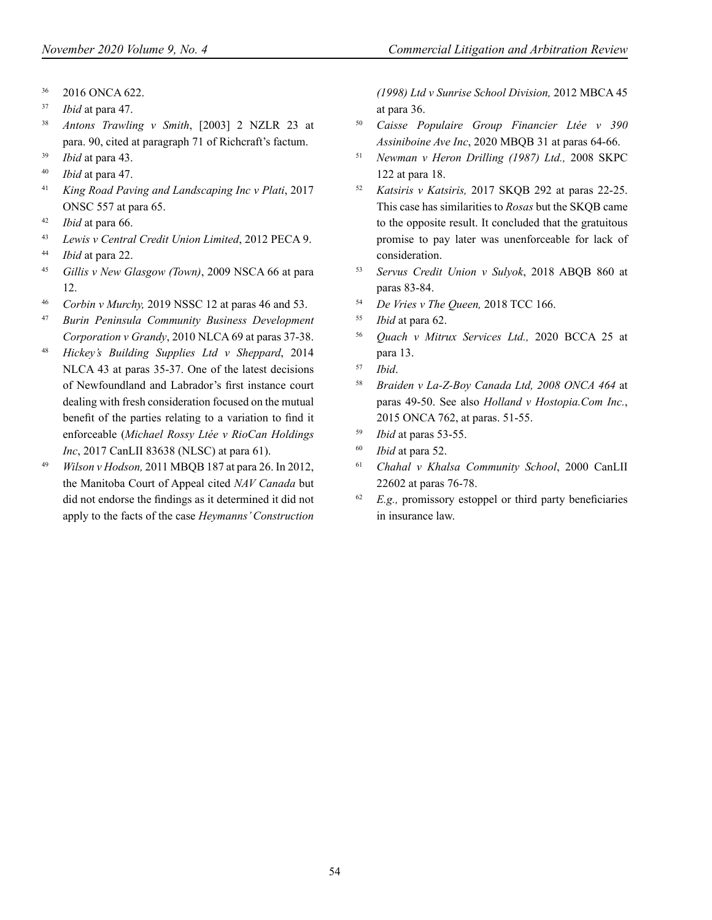[36] 2016 ONCA 622.

[37] *Ibid* at para 47.

[38] *Antons Trawling v Smith*, [2003] 2 NZLR 23 at para. 90, cited at paragraph 71 of Richcraft's factum.

[39] *Ibid* at para 43.

[40] *Ibid* at para 47.

[41] *King Road Paving and Landscaping Inc v Plati*, 2017 ONSC 557 at para 65.

[42] *Ibid* at para 66.

[43] *Lewis v Central Credit Union Limited*, 2012 PECA 9.

[44] *Ibid* at para 22.

[45] *Gillis v New Glasgow (Town)*, 2009 NSCA 66 at para 12.

[46] *Corbin v Murchy,* 2019 NSSC 12 at paras 46 and 53.

[47] *Burin Peninsula Community Business Development Corporation v Grandy*, 2010 NLCA 69 at paras 37-38.

[48] *Hickey's Building Supplies Ltd v Sheppard*, 2014 NLCA 43 at paras 35-37. One of the latest decisions of Newfoundland and Labrador's first instance court dealing with fresh consideration focused on the mutual benefit of the parties relating to a variation to find it enforceable (*Michael Rossy Ltée v RioCan Holdings Inc*, 2017 CanLII 83638 (NLSC) at para 61).

[49] *Wilson v Hodson,* 2011 MBQB 187 at para 26. In 2012, the Manitoba Court of Appeal cited *NAV Canada* but did not endorse the findings as it determined it did not apply to the facts of the case *Heymanns' Construction (1998) Ltd v Sunrise School Division,* 2012 MBCA 45 at para 36.

[50] *Caisse Populaire Group Financier Ltée v 390 Assiniboine Ave Inc*, 2020 MBQB 31 at paras 64-66.

[51] *Newman v Heron Drilling (1987) Ltd.,* 2008 SKPC 122 at para 18.

[52] *Katsiris v Katsiris,* 2017 SKQB 292 at paras 22-25. This case has similarities to *Rosas* but the SKQB came to the opposite result. It concluded that the gratuitous promise to pay later was unenforceable for lack of consideration.

[53] *Servus Credit Union v Sulyok*, 2018 ABQB 860 at paras 83-84.

[54] *De Vries v The Queen,* 2018 TCC 166.

[55] *Ibid* at para 62.

[56] *Quach v Mitrux Services Ltd.,* 2020 BCCA 25 at para 13.

[57] *Ibid*.

[58] *Braiden v La-Z-Boy Canada Ltd, 2008 ONCA 464* at paras 49-50. See also *Holland v Hostopia.Com Inc.*, 2015 ONCA 762, at paras. 51-55.

[59] *Ibid* at paras 53-55.

[60] *Ibid* at para 52.

[61] *Chahal v Khalsa Community School*, 2000 CanLII 22602 at paras 76-78.

[62] *E.g.,* promissory estoppel or third party beneficiaries in insurance law.